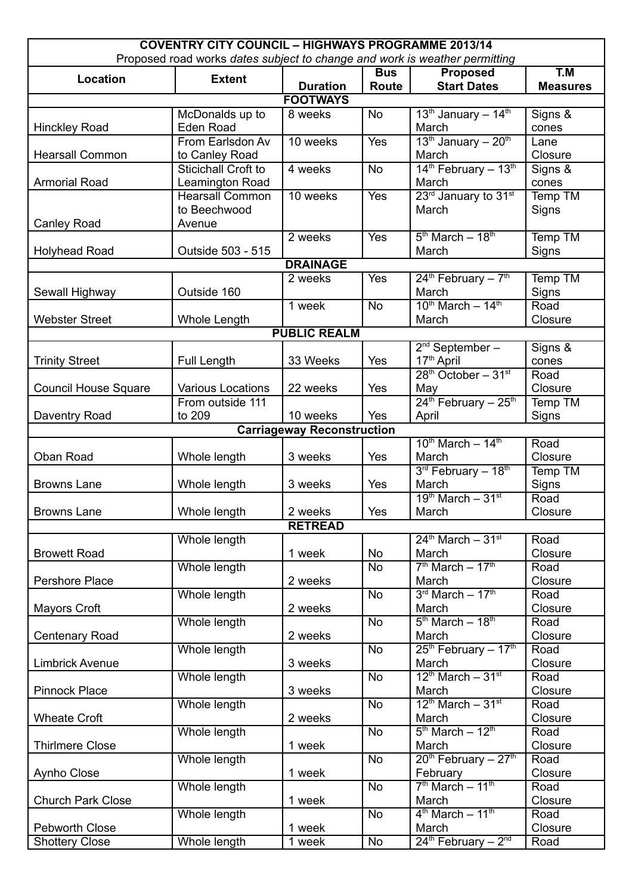| COVENTRY CITY COUNCIL – HIGHWAYS PROGRAMME 2013/14 | | | | | |
|---|---|---|---|---|---|
| Proposed road works *dates subject to change and work is weather permitting* | | | | | |
| **Location** | **Extent** | **Duration** | **Bus Route** | **Proposed Start Dates** | **T.M Measures** |
| **FOOTWAYS** | | | | | |
| Hinckley Road | McDonalds up to Eden Road | 8 weeks | No | 13th January – 14th March | Signs & cones |
| Hearsall Common | From Earlsdon Av to Canley Road | 10 weeks | Yes | 13th January – 20th March | Lane Closure |
| Armorial Road | Sticichall Croft to Leamington Road | 4 weeks | No | 14th February – 13th March | Signs & cones |
| Canley Road | Hearsall Common to Beechwood Avenue | 10 weeks | Yes | 23rd January to 31st March | Temp TM Signs |
| Holyhead Road | Outside 503 - 515 | 2 weeks | Yes | 5th March – 18th March | Temp TM Signs |
| **DRAINAGE** | | | | | |
| Sewall Highway | Outside 160 | 2 weeks | Yes | 24th February – 7th March | Temp TM Signs |
| Webster Street | Whole Length | 1 week | No | 10th March – 14th March | Road Closure |
| **PUBLIC REALM** | | | | | |
| Trinity Street | Full Length | 33 Weeks | Yes | 2nd September – 17th April | Signs & cones |
| Council House Square | Various Locations | 22 weeks | Yes | 28th October – 31st May | Road Closure |
| Daventry Road | From outside 111 to 209 | 10 weeks | Yes | 24th February – 25th April | Temp TM Signs |
| **Carriageway Reconstruction** | | | | | |
| Oban Road | Whole length | 3 weeks | Yes | 10th March – 14th March | Road Closure |
| Browns Lane | Whole length | 3 weeks | Yes | 3rd February – 18th March | Temp TM Signs |
| Browns Lane | Whole length | 2 weeks | Yes | 19th March – 31st March | Road Closure |
| **RETREAD** | | | | | |
| Browett Road | Whole length | 1 week | No | 24th March – 31st March | Road Closure |
| Pershore Place | Whole length | 2 weeks | No | 7th March – 17th March | Road Closure |
| Mayors Croft | Whole length | 2 weeks | No | 3rd March – 17th March | Road Closure |
| Centenary Road | Whole length | 2 weeks | No | 5th March – 18th March | Road Closure |
| Limbrick Avenue | Whole length | 3 weeks | No | 25th February – 17th March | Road Closure |
| Pinnock Place | Whole length | 3 weeks | No | 12th March – 31st March | Road Closure |
| Wheate Croft | Whole length | 2 weeks | No | 12th March – 31st March | Road Closure |
| Thirlmere Close | Whole length | 1 week | No | 5th March – 12th March | Road Closure |
| Aynho Close | Whole length | 1 week | No | 20th February – 27th February | Road Closure |
| Church Park Close | Whole length | 1 week | No | 7th March – 11th March | Road Closure |
| Pebworth Close | Whole length | 1 week | No | 4th March – 11th March | Road Closure |
| Shottery Close | Whole length | 1 week | No | 24th February – 2nd | Road |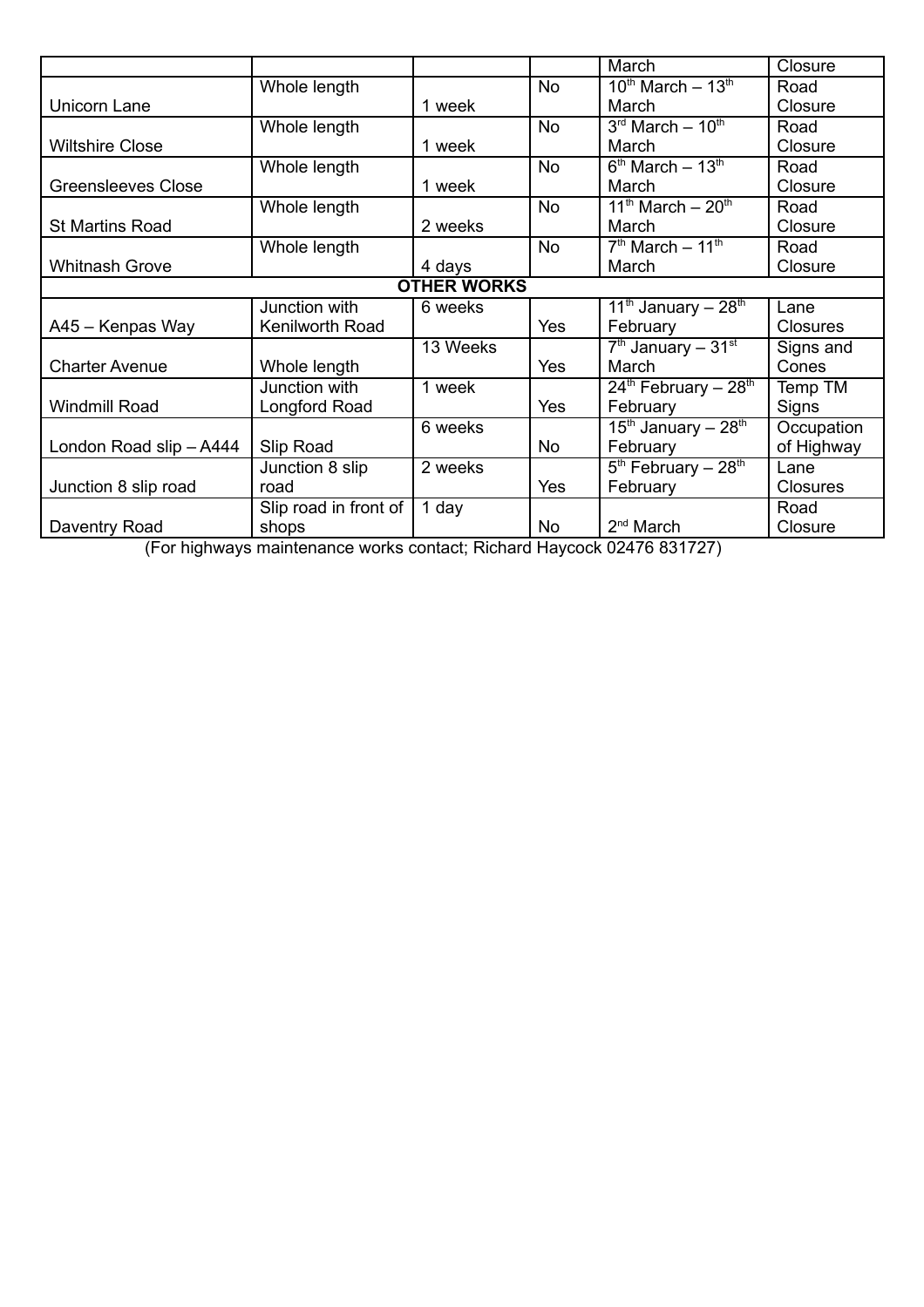|  |  |  |  | March | Closure |
|---|---|---|---|---|---|
| Unicorn Lane | Whole length | 1 week | No | 10th March – 13th March | Road Closure |
| Wiltshire Close | Whole length | 1 week | No | 3rd March – 10th March | Road Closure |
| Greensleeves Close | Whole length | 1 week | No | 6th March – 13th March | Road Closure |
| St Martins Road | Whole length | 2 weeks | No | 11th March – 20th March | Road Closure |
| Whitnash Grove | Whole length | 4 days | No | 7th March – 11th March | Road Closure |
| **OTHER WORKS** |  |  |  |  |  |
| A45 – Kenpas Way | Junction with Kenilworth Road | 6 weeks | Yes | 11th January – 28th February | Lane Closures |
| Charter Avenue | Whole length | 13 Weeks | Yes | 7th January – 31st March | Signs and Cones |
| Windmill Road | Junction with Longford Road | 1 week | Yes | 24th February – 28th February | Temp TM Signs |
| London Road slip – A444 | Slip Road | 6 weeks | No | 15th January – 28th February | Occupation of Highway |
| Junction 8 slip road | Junction 8 slip road | 2 weeks | Yes | 5th February – 28th February | Lane Closures |
| Daventry Road | Slip road in front of shops | 1 day | No | 2nd March | Road Closure |

(For highways maintenance works contact; Richard Haycock 02476 831727)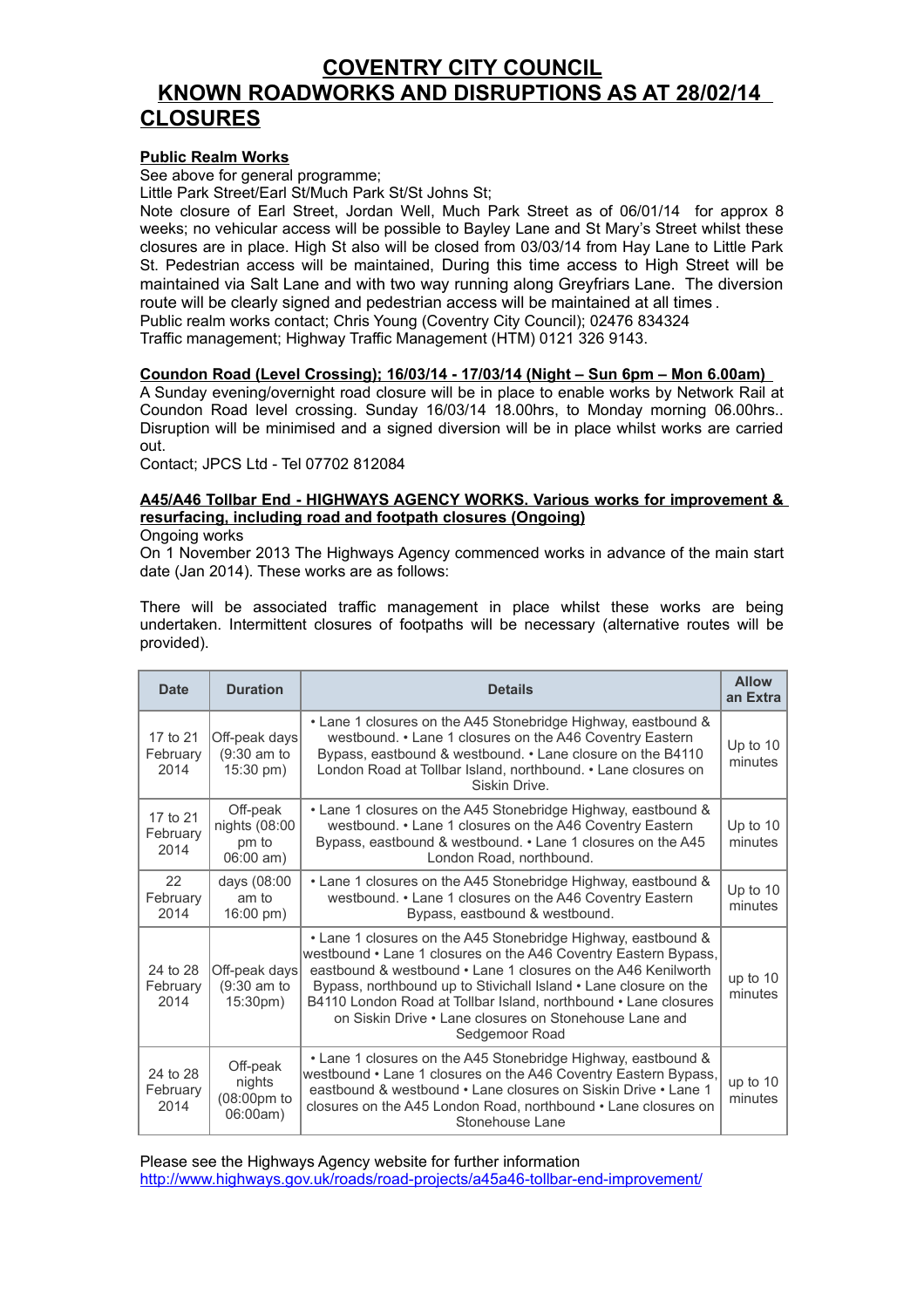# COVENTRY CITY COUNCIL

# KNOWN ROADWORKS AND DISRUPTIONS AS AT 28/02/14

## CLOSURES

**Public Realm Works**

See above for general programme;

Little Park Street/Earl St/Much Park St/St Johns St;

Note closure of Earl Street, Jordan Well, Much Park Street as of 06/01/14 for approx 8 weeks; no vehicular access will be possible to Bayley Lane and St Mary's Street whilst these closures are in place. High St also will be closed from 03/03/14 from Hay Lane to Little Park St. Pedestrian access will be maintained, During this time access to High Street will be maintained via Salt Lane and with two way running along Greyfriars Lane. The diversion route will be clearly signed and pedestrian access will be maintained at all times .

Public realm works contact; Chris Young (Coventry City Council); 02476 834324

Traffic management; Highway Traffic Management (HTM) 0121 326 9143.

**Coundon Road (Level Crossing); 16/03/14 - 17/03/14 (Night – Sun 6pm – Mon 6.00am)**

A Sunday evening/overnight road closure will be in place to enable works by Network Rail at Coundon Road level crossing. Sunday 16/03/14 18.00hrs, to Monday morning 06.00hrs.. Disruption will be minimised and a signed diversion will be in place whilst works are carried out.

Contact; JPCS Ltd - Tel 07702 812084

**A45/A46 Tollbar End - HIGHWAYS AGENCY WORKS. Various works for improvement & resurfacing, including road and footpath closures (Ongoing)**

Ongoing works

On 1 November 2013 The Highways Agency commenced works in advance of the main start date (Jan 2014). These works are as follows:

There will be associated traffic management in place whilst these works are being undertaken. Intermittent closures of footpaths will be necessary (alternative routes will be provided).

| Date | Duration | Details | Allow an Extra |
|---|---|---|---|
| 17 to 21 February 2014 | Off-peak days (9:30 am to 15:30 pm) | • Lane 1 closures on the A45 Stonebridge Highway, eastbound & westbound. • Lane 1 closures on the A46 Coventry Eastern Bypass, eastbound & westbound. • Lane closure on the B4110 London Road at Tollbar Island, northbound. • Lane closures on Siskin Drive. | Up to 10 minutes |
| 17 to 21 February 2014 | Off-peak nights (08:00 pm to 06:00 am) | • Lane 1 closures on the A45 Stonebridge Highway, eastbound & westbound. • Lane 1 closures on the A46 Coventry Eastern Bypass, eastbound & westbound. • Lane 1 closures on the A45 London Road, northbound. | Up to 10 minutes |
| 22 February 2014 | days (08:00 am to 16:00 pm) | • Lane 1 closures on the A45 Stonebridge Highway, eastbound & westbound. • Lane 1 closures on the A46 Coventry Eastern Bypass, eastbound & westbound. | Up to 10 minutes |
| 24 to 28 February 2014 | Off-peak days (9:30 am to 15:30pm) | • Lane 1 closures on the A45 Stonebridge Highway, eastbound & westbound • Lane 1 closures on the A46 Coventry Eastern Bypass, eastbound & westbound • Lane 1 closures on the A46 Kenilworth Bypass, northbound up to Stivichall Island • Lane closure on the B4110 London Road at Tollbar Island, northbound • Lane closures on Siskin Drive • Lane closures on Stonehouse Lane and Sedgemoor Road | up to 10 minutes |
| 24 to 28 February 2014 | Off-peak nights (08:00pm to 06:00am) | • Lane 1 closures on the A45 Stonebridge Highway, eastbound & westbound • Lane 1 closures on the A46 Coventry Eastern Bypass, eastbound & westbound • Lane closures on Siskin Drive • Lane 1 closures on the A45 London Road, northbound • Lane closures on Stonehouse Lane | up to 10 minutes |

Please see the Highways Agency website for further information

http://www.highways.gov.uk/roads/road-projects/a45a46-tollbar-end-improvement/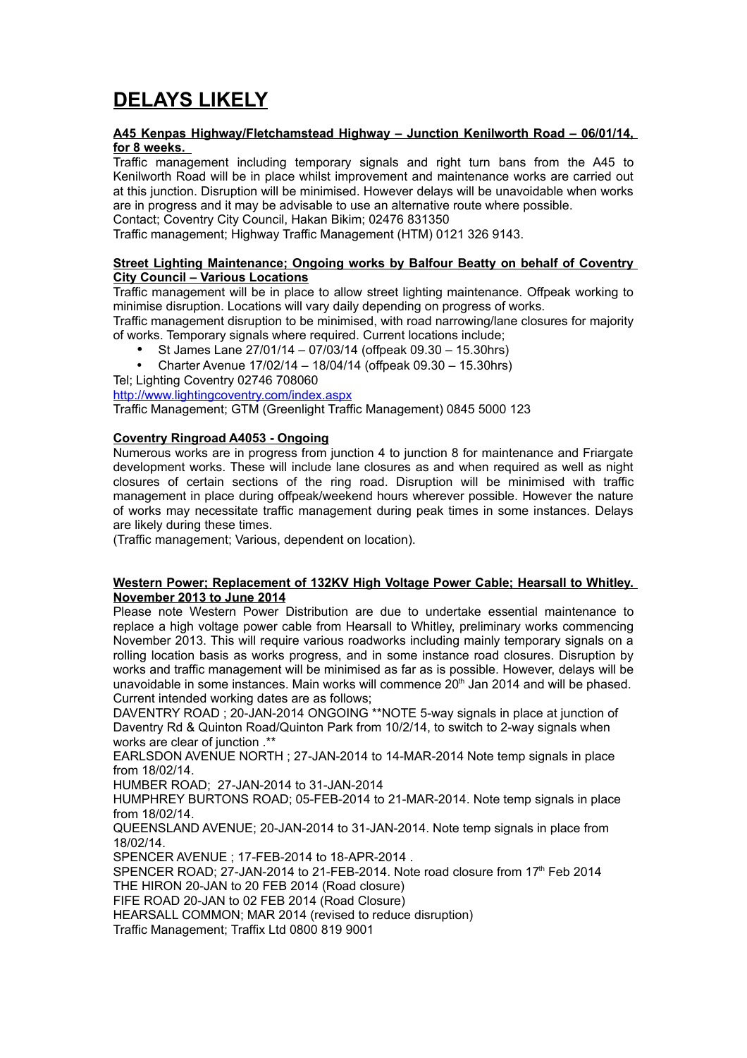# DELAYS LIKELY

**A45 Kenpas Highway/Fletchamstead Highway – Junction Kenilworth Road – 06/01/14, for 8 weeks.**

Traffic management including temporary signals and right turn bans from the A45 to Kenilworth Road will be in place whilst improvement and maintenance works are carried out at this junction. Disruption will be minimised. However delays will be unavoidable when works are in progress and it may be advisable to use an alternative route where possible.
Contact; Coventry City Council, Hakan Bikim; 02476 831350
Traffic management; Highway Traffic Management (HTM) 0121 326 9143.

**Street Lighting Maintenance; Ongoing works by Balfour Beatty on behalf of Coventry City Council – Various Locations**

Traffic management will be in place to allow street lighting maintenance. Offpeak working to minimise disruption. Locations will vary daily depending on progress of works.
Traffic management disruption to be minimised, with road narrowing/lane closures for majority of works. Temporary signals where required. Current locations include;

- St James Lane 27/01/14 – 07/03/14 (offpeak 09.30 – 15.30hrs)
- Charter Avenue 17/02/14 – 18/04/14 (offpeak 09.30 – 15.30hrs)

Tel; Lighting Coventry 02746 708060
http://www.lightingcoventry.com/index.aspx
Traffic Management; GTM (Greenlight Traffic Management) 0845 5000 123

**Coventry Ringroad A4053 - Ongoing**

Numerous works are in progress from junction 4 to junction 8 for maintenance and Friargate development works. These will include lane closures as and when required as well as night closures of certain sections of the ring road. Disruption will be minimised with traffic management in place during offpeak/weekend hours wherever possible. However the nature of works may necessitate traffic management during peak times in some instances. Delays are likely during these times.
(Traffic management; Various, dependent on location).

**Western Power; Replacement of 132KV High Voltage Power Cable; Hearsall to Whitley. November 2013 to June 2014**

Please note Western Power Distribution are due to undertake essential maintenance to replace a high voltage power cable from Hearsall to Whitley, preliminary works commencing November 2013. This will require various roadworks including mainly temporary signals on a rolling location basis as works progress, and in some instance road closures. Disruption by works and traffic management will be minimised as far as is possible. However, delays will be unavoidable in some instances. Main works will commence 20th Jan 2014 and will be phased. Current intended working dates are as follows;
DAVENTRY ROAD ; 20-JAN-2014 ONGOING **NOTE 5-way signals in place at junction of Daventry Rd & Quinton Road/Quinton Park from 10/2/14, to switch to 2-way signals when works are clear of junction .**
EARLSDON AVENUE NORTH ; 27-JAN-2014 to 14-MAR-2014 Note temp signals in place from 18/02/14.
HUMBER ROAD; 27-JAN-2014 to 31-JAN-2014
HUMPHREY BURTONS ROAD; 05-FEB-2014 to 21-MAR-2014. Note temp signals in place from 18/02/14.
QUEENSLAND AVENUE; 20-JAN-2014 to 31-JAN-2014. Note temp signals in place from 18/02/14.
SPENCER AVENUE ; 17-FEB-2014 to 18-APR-2014 .
SPENCER ROAD; 27-JAN-2014 to 21-FEB-2014. Note road closure from 17th Feb 2014
THE HIRON 20-JAN to 20 FEB 2014 (Road closure)
FIFE ROAD 20-JAN to 02 FEB 2014 (Road Closure)
HEARSALL COMMON; MAR 2014 (revised to reduce disruption)
Traffic Management; Traffix Ltd 0800 819 9001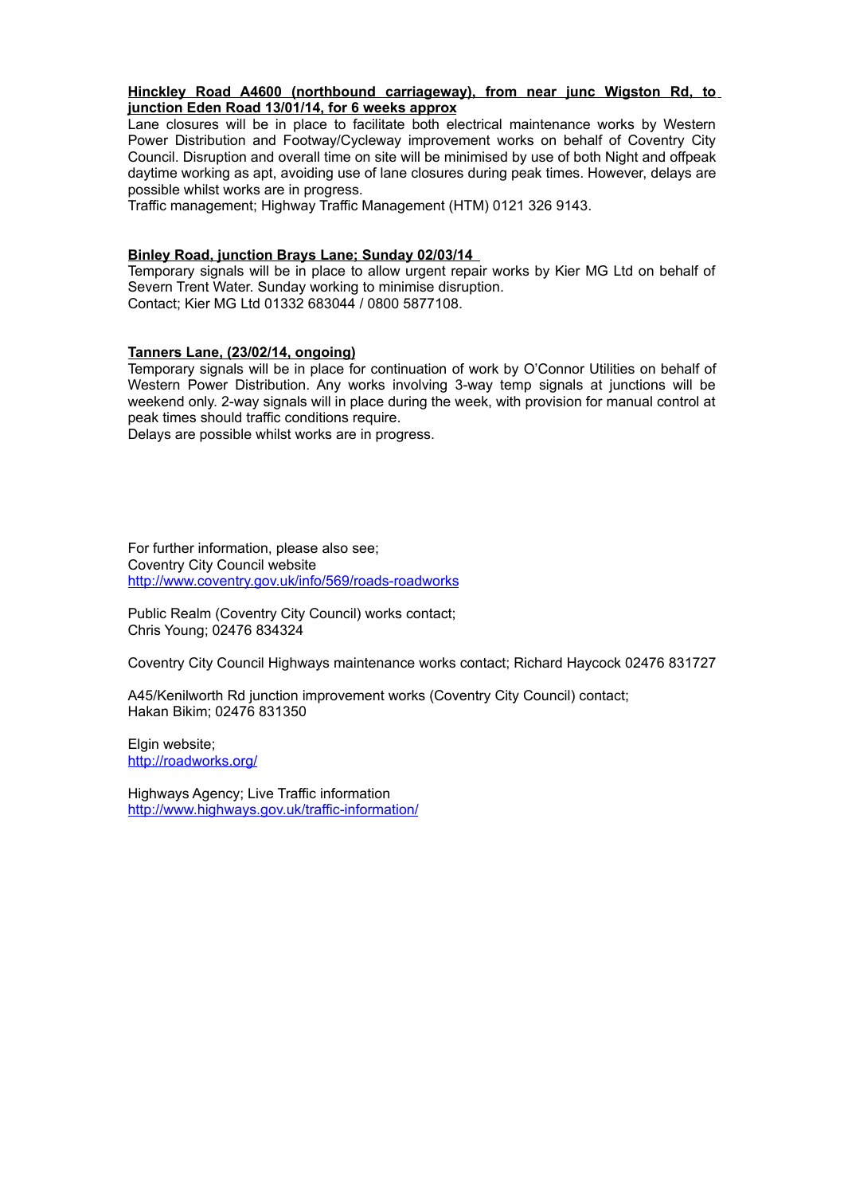**Hinckley Road A4600 (northbound carriageway), from near junc Wigston Rd, to junction Eden Road 13/01/14, for 6 weeks approx**

Lane closures will be in place to facilitate both electrical maintenance works by Western Power Distribution and Footway/Cycleway improvement works on behalf of Coventry City Council. Disruption and overall time on site will be minimised by use of both Night and offpeak daytime working as apt, avoiding use of lane closures during peak times. However, delays are possible whilst works are in progress.

Traffic management; Highway Traffic Management (HTM) 0121 326 9143.

**Binley Road, junction Brays Lane; Sunday 02/03/14**

Temporary signals will be in place to allow urgent repair works by Kier MG Ltd on behalf of Severn Trent Water. Sunday working to minimise disruption.

Contact; Kier MG Ltd 01332 683044 / 0800 5877108.

**Tanners Lane, (23/02/14, ongoing)**

Temporary signals will be in place for continuation of work by O'Connor Utilities on behalf of Western Power Distribution. Any works involving 3-way temp signals at junctions will be weekend only. 2-way signals will in place during the week, with provision for manual control at peak times should traffic conditions require.

Delays are possible whilst works are in progress.

For further information, please also see;
Coventry City Council website
http://www.coventry.gov.uk/info/569/roads-roadworks

Public Realm (Coventry City Council) works contact;
Chris Young; 02476 834324

Coventry City Council Highways maintenance works contact; Richard Haycock 02476 831727

A45/Kenilworth Rd junction improvement works (Coventry City Council) contact;
Hakan Bikim; 02476 831350

Elgin website;
http://roadworks.org/

Highways Agency; Live Traffic information
http://www.highways.gov.uk/traffic-information/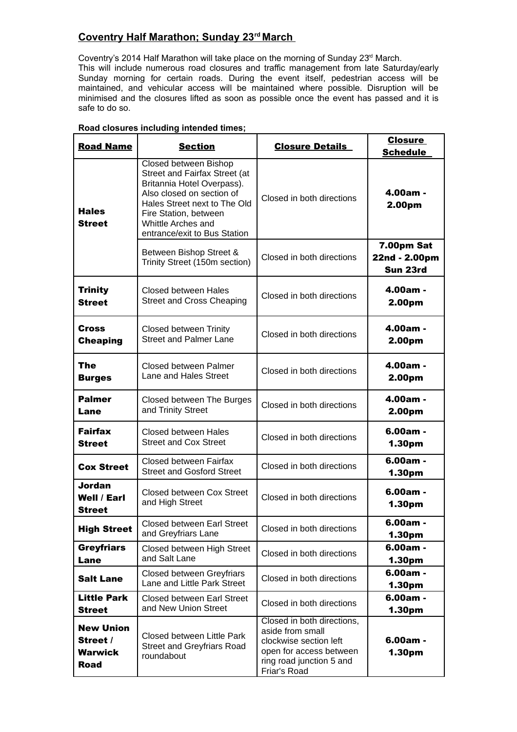## Coventry Half Marathon; Sunday 23rd March

Coventry's 2014 Half Marathon will take place on the morning of Sunday 23rd March.
This will include numerous road closures and traffic management from late Saturday/early Sunday morning for certain roads. During the event itself, pedestrian access will be maintained, and vehicular access will be maintained where possible. Disruption will be minimised and the closures lifted as soon as possible once the event has passed and it is safe to do so.

**Road closures including intended times;**

| Road Name | Section | Closure Details | Closure Schedule |
|---|---|---|---|
| **Hales Street** | Closed between Bishop Street and Fairfax Street (at Britannia Hotel Overpass). Also closed on section of Hales Street next to The Old Fire Station, between Whittle Arches and entrance/exit to Bus Station | Closed in both directions | **4.00am - 2.00pm** |
| | Between Bishop Street & Trinity Street (150m section) | Closed in both directions | **7.00pm Sat 22nd - 2.00pm Sun 23rd** |
| **Trinity Street** | Closed between Hales Street and Cross Cheaping | Closed in both directions | **4.00am - 2.00pm** |
| **Cross Cheaping** | Closed between Trinity Street and Palmer Lane | Closed in both directions | **4.00am - 2.00pm** |
| **The Burges** | Closed between Palmer Lane and Hales Street | Closed in both directions | **4.00am - 2.00pm** |
| **Palmer Lane** | Closed between The Burges and Trinity Street | Closed in both directions | **4.00am - 2.00pm** |
| **Fairfax Street** | Closed between Hales Street and Cox Street | Closed in both directions | **6.00am - 1.30pm** |
| **Cox Street** | Closed between Fairfax Street and Gosford Street | Closed in both directions | **6.00am - 1.30pm** |
| **Jordan Well / Earl Street** | Closed between Cox Street and High Street | Closed in both directions | **6.00am - 1.30pm** |
| **High Street** | Closed between Earl Street and Greyfriars Lane | Closed in both directions | **6.00am - 1.30pm** |
| **Greyfriars Lane** | Closed between High Street and Salt Lane | Closed in both directions | **6.00am - 1.30pm** |
| **Salt Lane** | Closed between Greyfriars Lane and Little Park Street | Closed in both directions | **6.00am - 1.30pm** |
| **Little Park Street** | Closed between Earl Street and New Union Street | Closed in both directions | **6.00am - 1.30pm** |
| **New Union Street / Warwick Road** | Closed between Little Park Street and Greyfriars Road roundabout | Closed in both directions, aside from small clockwise section left open for access between ring road junction 5 and Friar's Road | **6.00am - 1.30pm** |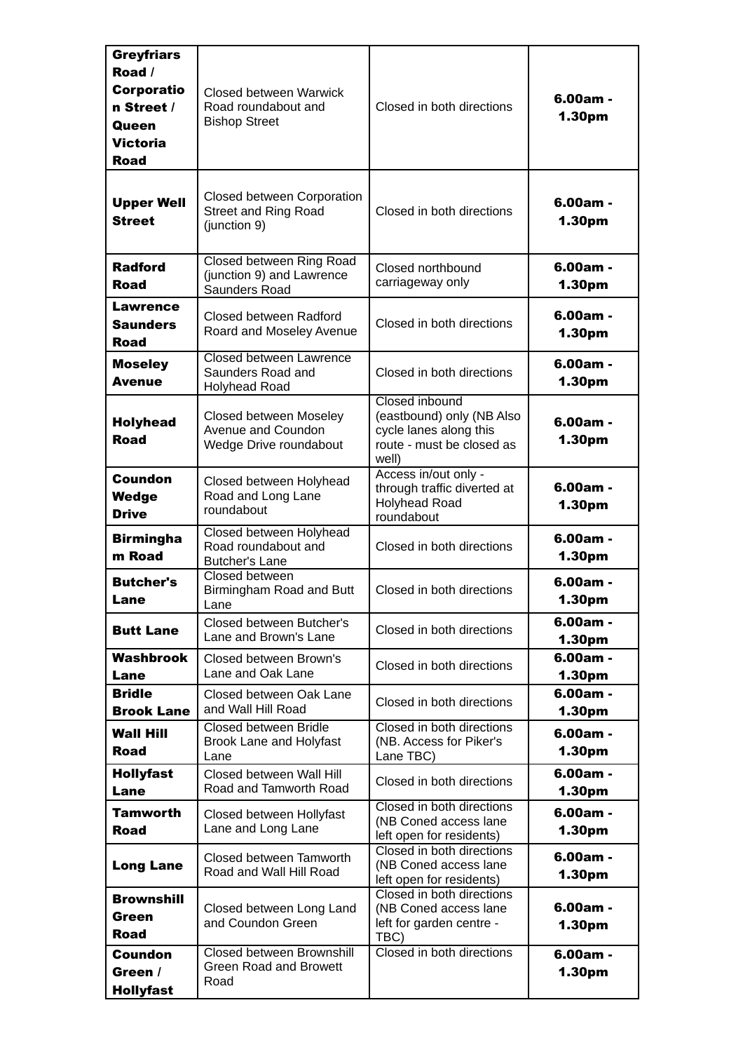| **Greyfriars Road / Corporation Street / Queen Victoria Road** | Closed between Warwick Road roundabout and Bishop Street | Closed in both directions | **6.00am - 1.30pm** |
|---|---|---|---|
| **Upper Well Street** | Closed between Corporation Street and Ring Road (junction 9) | Closed in both directions | **6.00am - 1.30pm** |
| **Radford Road** | Closed between Ring Road (junction 9) and Lawrence Saunders Road | Closed northbound carriageway only | **6.00am - 1.30pm** |
| **Lawrence Saunders Road** | Closed between Radford Roard and Moseley Avenue | Closed in both directions | **6.00am - 1.30pm** |
| **Moseley Avenue** | Closed between Lawrence Saunders Road and Holyhead Road | Closed in both directions | **6.00am - 1.30pm** |
| **Holyhead Road** | Closed between Moseley Avenue and Coundon Wedge Drive roundabout | Closed inbound (eastbound) only (NB Also cycle lanes along this route - must be closed as well) | **6.00am - 1.30pm** |
| **Coundon Wedge Drive** | Closed between Holyhead Road and Long Lane roundabout | Access in/out only - through traffic diverted at Holyhead Road roundabout | **6.00am - 1.30pm** |
| **Birmingham Road** | Closed between Holyhead Road roundabout and Butcher's Lane | Closed in both directions | **6.00am - 1.30pm** |
| **Butcher's Lane** | Closed between Birmingham Road and Butt Lane | Closed in both directions | **6.00am - 1.30pm** |
| **Butt Lane** | Closed between Butcher's Lane and Brown's Lane | Closed in both directions | **6.00am - 1.30pm** |
| **Washbrook Lane** | Closed between Brown's Lane and Oak Lane | Closed in both directions | **6.00am - 1.30pm** |
| **Bridle Brook Lane** | Closed between Oak Lane and Wall Hill Road | Closed in both directions | **6.00am - 1.30pm** |
| **Wall Hill Road** | Closed between Bridle Brook Lane and Holyfast Lane | Closed in both directions (NB. Access for Piker's Lane TBC) | **6.00am - 1.30pm** |
| **Hollyfast Lane** | Closed between Wall Hill Road and Tamworth Road | Closed in both directions | **6.00am - 1.30pm** |
| **Tamworth Road** | Closed between Hollyfast Lane and Long Lane | Closed in both directions (NB Coned access lane left open for residents) | **6.00am - 1.30pm** |
| **Long Lane** | Closed between Tamworth Road and Wall Hill Road | Closed in both directions (NB Coned access lane left open for residents) | **6.00am - 1.30pm** |
| **Brownshill Green Road** | Closed between Long Land and Coundon Green | Closed in both directions (NB Coned access lane left for garden centre - TBC) | **6.00am - 1.30pm** |
| **Coundon Green / Hollyfast** | Closed between Brownshill Green Road and Browett Road | Closed in both directions | **6.00am - 1.30pm** |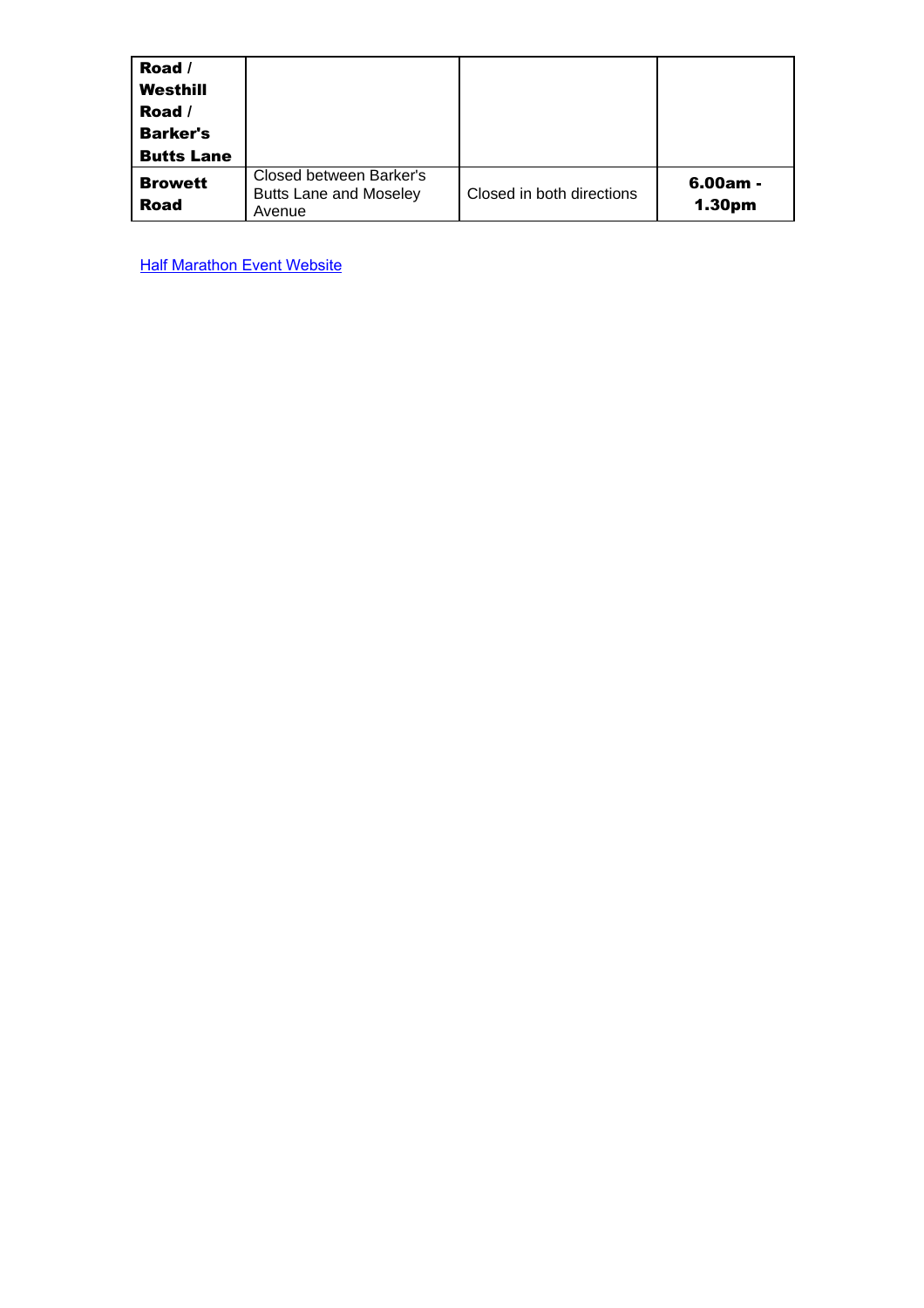| | | | |
|---|---|---|---|
| **Road / Westhill Road / Barker's Butts Lane** | | | |
| **Browett Road** | Closed between Barker's Butts Lane and Moseley Avenue | Closed in both directions | **6.00am - 1.30pm** |

[Half Marathon Event Website]